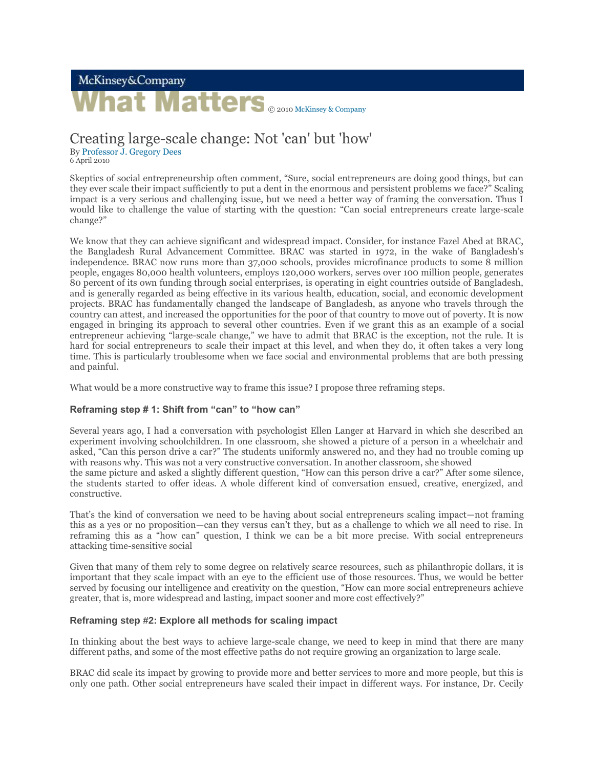McKinsey&Company

# What Matters

© 2010 McKinsey & Company

## Creating large-scale change: Not 'can' but 'how'

By Professor J. Gregory Dees
6 April 2010

Skeptics of social entrepreneurship often comment, "Sure, social entrepreneurs are doing good things, but can they ever scale their impact sufficiently to put a dent in the enormous and persistent problems we face?" Scaling impact is a very serious and challenging issue, but we need a better way of framing the conversation. Thus I would like to challenge the value of starting with the question: "Can social entrepreneurs create large-scale change?"

We know that they can achieve significant and widespread impact. Consider, for instance Fazel Abed at BRAC, the Bangladesh Rural Advancement Committee. BRAC was started in 1972, in the wake of Bangladesh's independence. BRAC now runs more than 37,000 schools, provides microfinance products to some 8 million people, engages 80,000 health volunteers, employs 120,000 workers, serves over 100 million people, generates 80 percent of its own funding through social enterprises, is operating in eight countries outside of Bangladesh, and is generally regarded as being effective in its various health, education, social, and economic development projects. BRAC has fundamentally changed the landscape of Bangladesh, as anyone who travels through the country can attest, and increased the opportunities for the poor of that country to move out of poverty. It is now engaged in bringing its approach to several other countries. Even if we grant this as an example of a social entrepreneur achieving "large-scale change," we have to admit that BRAC is the exception, not the rule. It is hard for social entrepreneurs to scale their impact at this level, and when they do, it often takes a very long time. This is particularly troublesome when we face social and environmental problems that are both pressing and painful.

What would be a more constructive way to frame this issue? I propose three reframing steps.

### Reframing step # 1: Shift from "can" to "how can"

Several years ago, I had a conversation with psychologist Ellen Langer at Harvard in which she described an experiment involving schoolchildren. In one classroom, she showed a picture of a person in a wheelchair and asked, "Can this person drive a car?" The students uniformly answered no, and they had no trouble coming up with reasons why. This was not a very constructive conversation. In another classroom, she showed the same picture and asked a slightly different question, "How can this person drive a car?" After some silence, the students started to offer ideas. A whole different kind of conversation ensued, creative, energized, and constructive.

That's the kind of conversation we need to be having about social entrepreneurs scaling impact—not framing this as a yes or no proposition—can they versus can't they, but as a challenge to which we all need to rise. In reframing this as a "how can" question, I think we can be a bit more precise. With social entrepreneurs attacking time-sensitive social

Given that many of them rely to some degree on relatively scarce resources, such as philanthropic dollars, it is important that they scale impact with an eye to the efficient use of those resources. Thus, we would be better served by focusing our intelligence and creativity on the question, "How can more social entrepreneurs achieve greater, that is, more widespread and lasting, impact sooner and more cost effectively?"

### Reframing step #2: Explore all methods for scaling impact

In thinking about the best ways to achieve large-scale change, we need to keep in mind that there are many different paths, and some of the most effective paths do not require growing an organization to large scale.

BRAC did scale its impact by growing to provide more and better services to more and more people, but this is only one path. Other social entrepreneurs have scaled their impact in different ways. For instance, Dr. Cecily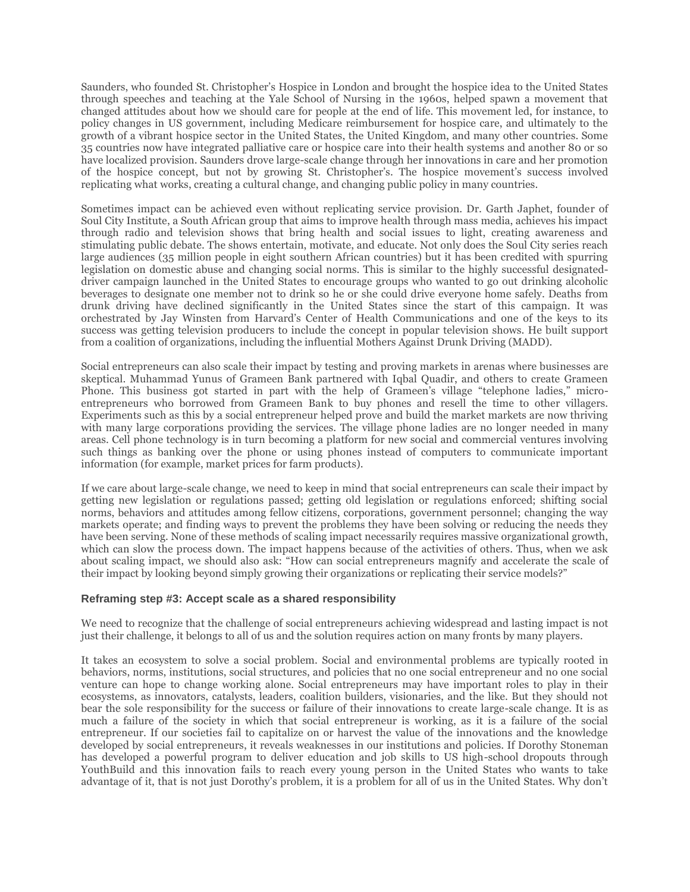Saunders, who founded St. Christopher's Hospice in London and brought the hospice idea to the United States through speeches and teaching at the Yale School of Nursing in the 1960s, helped spawn a movement that changed attitudes about how we should care for people at the end of life. This movement led, for instance, to policy changes in US government, including Medicare reimbursement for hospice care, and ultimately to the growth of a vibrant hospice sector in the United States, the United Kingdom, and many other countries. Some 35 countries now have integrated palliative care or hospice care into their health systems and another 80 or so have localized provision. Saunders drove large-scale change through her innovations in care and her promotion of the hospice concept, but not by growing St. Christopher's. The hospice movement's success involved replicating what works, creating a cultural change, and changing public policy in many countries.

Sometimes impact can be achieved even without replicating service provision. Dr. Garth Japhet, founder of Soul City Institute, a South African group that aims to improve health through mass media, achieves his impact through radio and television shows that bring health and social issues to light, creating awareness and stimulating public debate. The shows entertain, motivate, and educate. Not only does the Soul City series reach large audiences (35 million people in eight southern African countries) but it has been credited with spurring legislation on domestic abuse and changing social norms. This is similar to the highly successful designated-driver campaign launched in the United States to encourage groups who wanted to go out drinking alcoholic beverages to designate one member not to drink so he or she could drive everyone home safely. Deaths from drunk driving have declined significantly in the United States since the start of this campaign. It was orchestrated by Jay Winsten from Harvard's Center of Health Communications and one of the keys to its success was getting television producers to include the concept in popular television shows. He built support from a coalition of organizations, including the influential Mothers Against Drunk Driving (MADD).

Social entrepreneurs can also scale their impact by testing and proving markets in arenas where businesses are skeptical. Muhammad Yunus of Grameen Bank partnered with Iqbal Quadir, and others to create Grameen Phone. This business got started in part with the help of Grameen's village "telephone ladies," micro-entrepreneurs who borrowed from Grameen Bank to buy phones and resell the time to other villagers. Experiments such as this by a social entrepreneur helped prove and build the market markets are now thriving with many large corporations providing the services. The village phone ladies are no longer needed in many areas. Cell phone technology is in turn becoming a platform for new social and commercial ventures involving such things as banking over the phone or using phones instead of computers to communicate important information (for example, market prices for farm products).

If we care about large-scale change, we need to keep in mind that social entrepreneurs can scale their impact by getting new legislation or regulations passed; getting old legislation or regulations enforced; shifting social norms, behaviors and attitudes among fellow citizens, corporations, government personnel; changing the way markets operate; and finding ways to prevent the problems they have been solving or reducing the needs they have been serving. None of these methods of scaling impact necessarily requires massive organizational growth, which can slow the process down. The impact happens because of the activities of others. Thus, when we ask about scaling impact, we should also ask: "How can social entrepreneurs magnify and accelerate the scale of their impact by looking beyond simply growing their organizations or replicating their service models?"

### Reframing step #3: Accept scale as a shared responsibility

We need to recognize that the challenge of social entrepreneurs achieving widespread and lasting impact is not just their challenge, it belongs to all of us and the solution requires action on many fronts by many players.

It takes an ecosystem to solve a social problem. Social and environmental problems are typically rooted in behaviors, norms, institutions, social structures, and policies that no one social entrepreneur and no one social venture can hope to change working alone. Social entrepreneurs may have important roles to play in their ecosystems, as innovators, catalysts, leaders, coalition builders, visionaries, and the like. But they should not bear the sole responsibility for the success or failure of their innovations to create large-scale change. It is as much a failure of the society in which that social entrepreneur is working, as it is a failure of the social entrepreneur. If our societies fail to capitalize on or harvest the value of the innovations and the knowledge developed by social entrepreneurs, it reveals weaknesses in our institutions and policies. If Dorothy Stoneman has developed a powerful program to deliver education and job skills to US high-school dropouts through YouthBuild and this innovation fails to reach every young person in the United States who wants to take advantage of it, that is not just Dorothy's problem, it is a problem for all of us in the United States. Why don't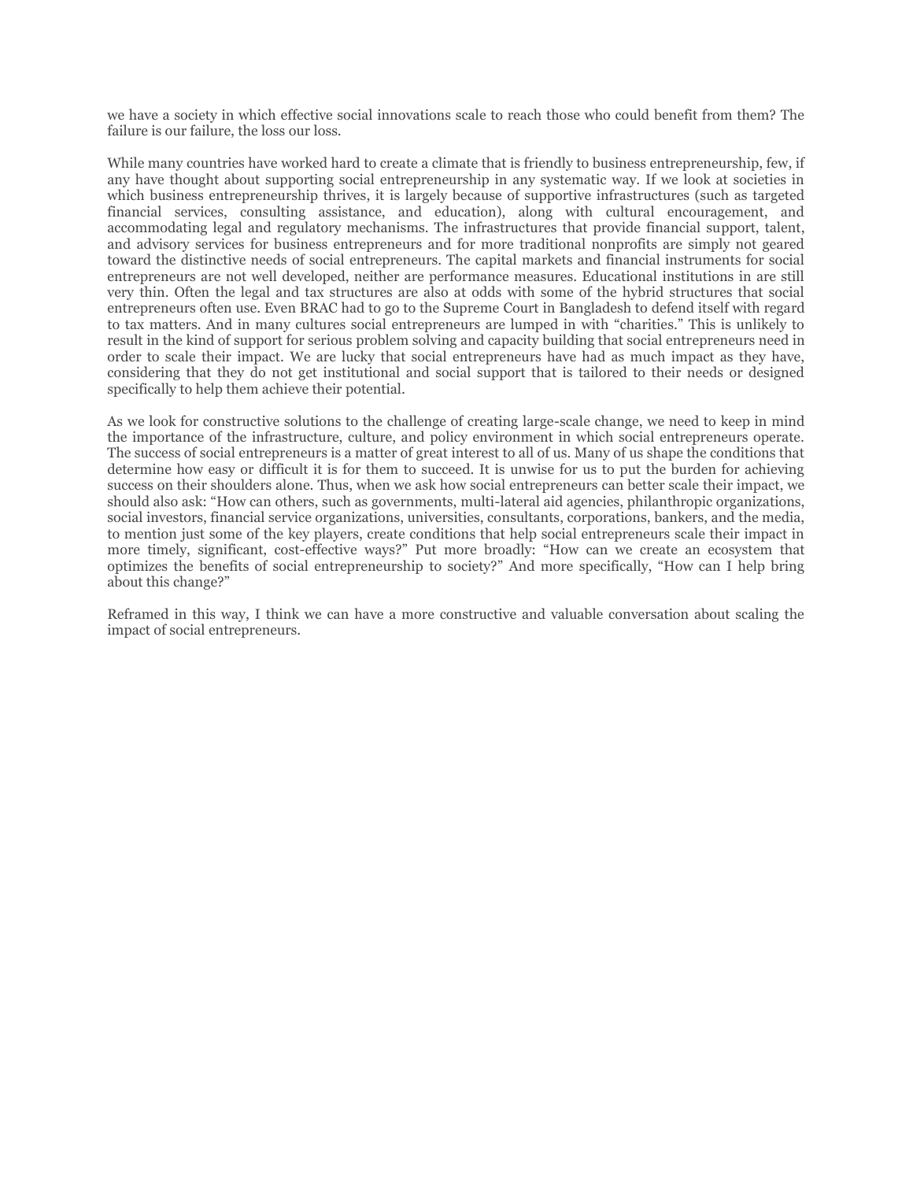we have a society in which effective social innovations scale to reach those who could benefit from them? The failure is our failure, the loss our loss.

While many countries have worked hard to create a climate that is friendly to business entrepreneurship, few, if any have thought about supporting social entrepreneurship in any systematic way. If we look at societies in which business entrepreneurship thrives, it is largely because of supportive infrastructures (such as targeted financial services, consulting assistance, and education), along with cultural encouragement, and accommodating legal and regulatory mechanisms. The infrastructures that provide financial support, talent, and advisory services for business entrepreneurs and for more traditional nonprofits are simply not geared toward the distinctive needs of social entrepreneurs. The capital markets and financial instruments for social entrepreneurs are not well developed, neither are performance measures. Educational institutions in are still very thin. Often the legal and tax structures are also at odds with some of the hybrid structures that social entrepreneurs often use. Even BRAC had to go to the Supreme Court in Bangladesh to defend itself with regard to tax matters. And in many cultures social entrepreneurs are lumped in with "charities." This is unlikely to result in the kind of support for serious problem solving and capacity building that social entrepreneurs need in order to scale their impact. We are lucky that social entrepreneurs have had as much impact as they have, considering that they do not get institutional and social support that is tailored to their needs or designed specifically to help them achieve their potential.

As we look for constructive solutions to the challenge of creating large-scale change, we need to keep in mind the importance of the infrastructure, culture, and policy environment in which social entrepreneurs operate. The success of social entrepreneurs is a matter of great interest to all of us. Many of us shape the conditions that determine how easy or difficult it is for them to succeed. It is unwise for us to put the burden for achieving success on their shoulders alone. Thus, when we ask how social entrepreneurs can better scale their impact, we should also ask: "How can others, such as governments, multi-lateral aid agencies, philanthropic organizations, social investors, financial service organizations, universities, consultants, corporations, bankers, and the media, to mention just some of the key players, create conditions that help social entrepreneurs scale their impact in more timely, significant, cost-effective ways?" Put more broadly: "How can we create an ecosystem that optimizes the benefits of social entrepreneurship to society?" And more specifically, "How can I help bring about this change?"

Reframed in this way, I think we can have a more constructive and valuable conversation about scaling the impact of social entrepreneurs.